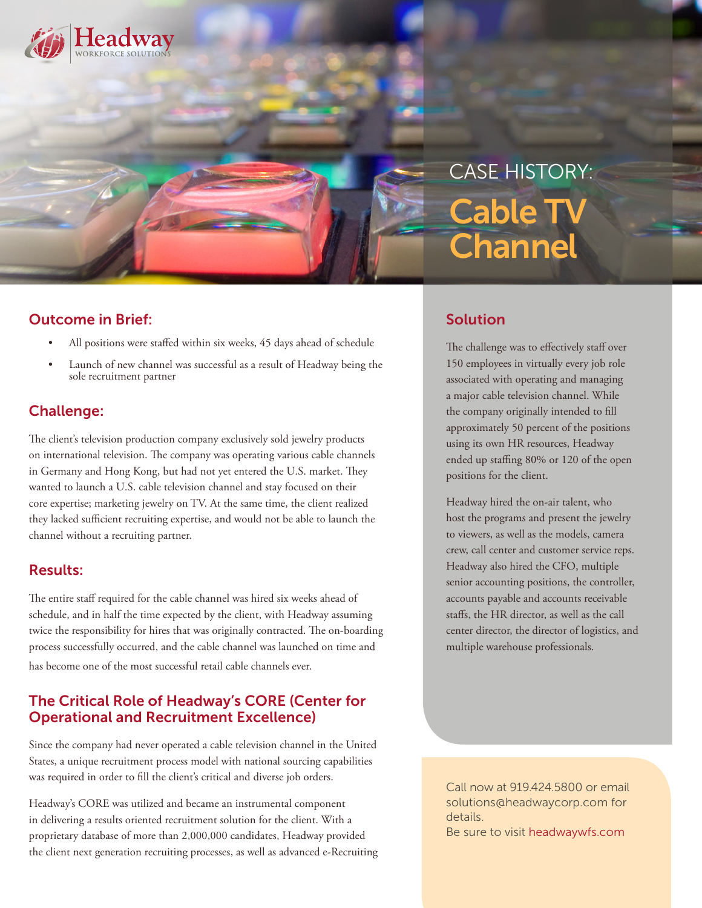Headway
WORKFORCE SOLUTIONS

CASE HISTORY:

# Cable TV Channel

## Outcome in Brief:

- All positions were staffed within six weeks, 45 days ahead of schedule
- Launch of new channel was successful as a result of Headway being the sole recruitment partner

## Challenge:

The client's television production company exclusively sold jewelry products on international television. The company was operating various cable channels in Germany and Hong Kong, but had not yet entered the U.S. market. They wanted to launch a U.S. cable television channel and stay focused on their core expertise; marketing jewelry on TV. At the same time, the client realized they lacked sufficient recruiting expertise, and would not be able to launch the channel without a recruiting partner.

## Results:

The entire staff required for the cable channel was hired six weeks ahead of schedule, and in half the time expected by the client, with Headway assuming twice the responsibility for hires that was originally contracted. The on-boarding process successfully occurred, and the cable channel was launched on time and has become one of the most successful retail cable channels ever.

## The Critical Role of Headway's CORE (Center for Operational and Recruitment Excellence)

Since the company had never operated a cable television channel in the United States, a unique recruitment process model with national sourcing capabilities was required in order to fill the client's critical and diverse job orders.

Headway's CORE was utilized and became an instrumental component in delivering a results oriented recruitment solution for the client. With a proprietary database of more than 2,000,000 candidates, Headway provided the client next generation recruiting processes, as well as advanced e-Recruiting

## Solution

The challenge was to effectively staff over 150 employees in virtually every job role associated with operating and managing a major cable television channel. While the company originally intended to fill approximately 50 percent of the positions using its own HR resources, Headway ended up staffing 80% or 120 of the open positions for the client.

Headway hired the on-air talent, who host the programs and present the jewelry to viewers, as well as the models, camera crew, call center and customer service reps. Headway also hired the CFO, multiple senior accounting positions, the controller, accounts payable and accounts receivable staffs, the HR director, as well as the call center director, the director of logistics, and multiple warehouse professionals.

Call now at 919.424.5800 or email solutions@headwaycorp.com for details.
Be sure to visit headwaywfs.com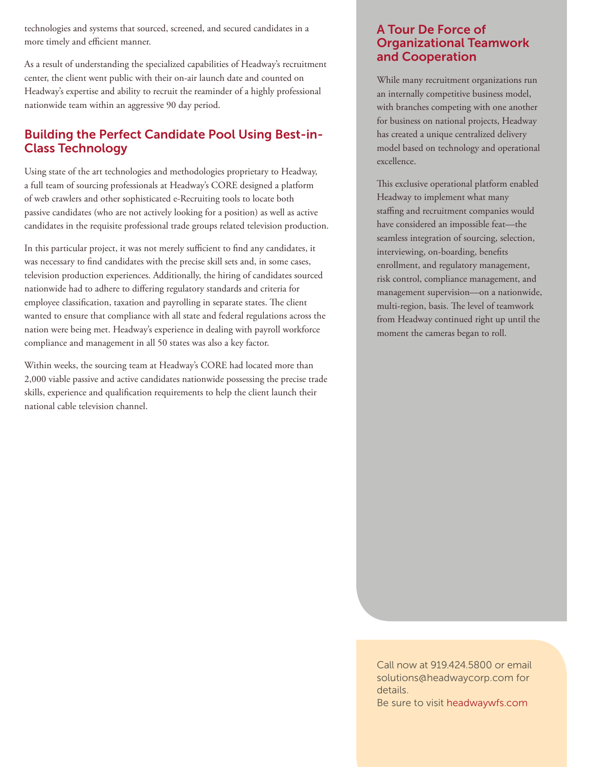technologies and systems that sourced, screened, and secured candidates in a more timely and efficient manner.

As a result of understanding the specialized capabilities of Headway's recruitment center, the client went public with their on-air launch date and counted on Headway's expertise and ability to recruit the reaminder of a highly professional nationwide team within an aggressive 90 day period.

## Building the Perfect Candidate Pool Using Best-in-Class Technology

Using state of the art technologies and methodologies proprietary to Headway, a full team of sourcing professionals at Headway's CORE designed a platform of web crawlers and other sophisticated e-Recruiting tools to locate both passive candidates (who are not actively looking for a position) as well as active candidates in the requisite professional trade groups related television production.

In this particular project, it was not merely sufficient to find any candidates, it was necessary to find candidates with the precise skill sets and, in some cases, television production experiences. Additionally, the hiring of candidates sourced nationwide had to adhere to differing regulatory standards and criteria for employee classification, taxation and payrolling in separate states. The client wanted to ensure that compliance with all state and federal regulations across the nation were being met. Headway's experience in dealing with payroll workforce compliance and management in all 50 states was also a key factor.

Within weeks, the sourcing team at Headway's CORE had located more than 2,000 viable passive and active candidates nationwide possessing the precise trade skills, experience and qualification requirements to help the client launch their national cable television channel.

## A Tour De Force of Organizational Teamwork and Cooperation

While many recruitment organizations run an internally competitive business model, with branches competing with one another for business on national projects, Headway has created a unique centralized delivery model based on technology and operational excellence.

This exclusive operational platform enabled Headway to implement what many staffing and recruitment companies would have considered an impossible feat—the seamless integration of sourcing, selection, interviewing, on-boarding, benefits enrollment, and regulatory management, risk control, compliance management, and management supervision—on a nationwide, multi-region, basis. The level of teamwork from Headway continued right up until the moment the cameras began to roll.

Call now at 919.424.5800 or email solutions@headwaycorp.com for details.
Be sure to visit headwaywfs.com